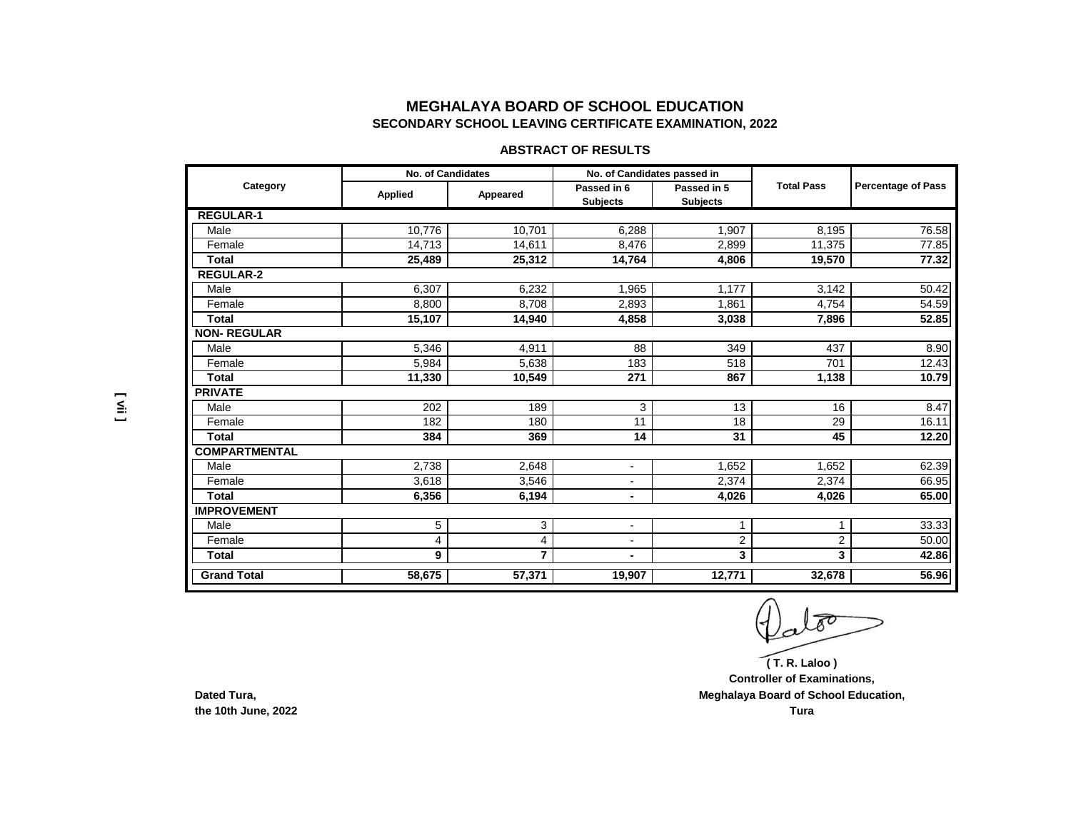# MEGHALAYA BOARD OF SCHOOL EDUCATION

## SECONDARY SCHOOL LEAVING CERTIFICATE EXAMINATION, 2022

### ABSTRACT OF RESULTS

| Category | No. of Candidates | | No. of Candidates passed in | | Total Pass | Percentage of Pass |
|---|---|---|---|---|---|---|
| | Applied | Appeared | Passed in 6 Subjects | Passed in 5 Subjects | | |
| **REGULAR-1** | | | | | | |
| Male | 10,776 | 10,701 | 6,288 | 1,907 | 8,195 | 76.58 |
| Female | 14,713 | 14,611 | 8,476 | 2,899 | 11,375 | 77.85 |
| **Total** | **25,489** | **25,312** | **14,764** | **4,806** | **19,570** | **77.32** |
| **REGULAR-2** | | | | | | |
| Male | 6,307 | 6,232 | 1,965 | 1,177 | 3,142 | 50.42 |
| Female | 8,800 | 8,708 | 2,893 | 1,861 | 4,754 | 54.59 |
| **Total** | **15,107** | **14,940** | **4,858** | **3,038** | **7,896** | **52.85** |
| **NON- REGULAR** | | | | | | |
| Male | 5,346 | 4,911 | 88 | 349 | 437 | 8.90 |
| Female | 5,984 | 5,638 | 183 | 518 | 701 | 12.43 |
| **Total** | **11,330** | **10,549** | **271** | **867** | **1,138** | **10.79** |
| **PRIVATE** | | | | | | |
| Male | 202 | 189 | 3 | 13 | 16 | 8.47 |
| Female | 182 | 180 | 11 | 18 | 29 | 16.11 |
| **Total** | **384** | **369** | **14** | **31** | **45** | **12.20** |
| **COMPARTMENTAL** | | | | | | |
| Male | 2,738 | 2,648 | - | 1,652 | 1,652 | 62.39 |
| Female | 3,618 | 3,546 | - | 2,374 | 2,374 | 66.95 |
| **Total** | **6,356** | **6,194** | **-** | **4,026** | **4,026** | **65.00** |
| **IMPROVEMENT** | | | | | | |
| Male | 5 | 3 | - | 1 | 1 | 33.33 |
| Female | 4 | 4 | - | 2 | 2 | 50.00 |
| **Total** | **9** | **7** | **-** | **3** | **3** | **42.86** |
| **Grand Total** | **58,675** | **57,371** | **19,907** | **12,771** | **32,678** | **56.96** |

**( T. R. Laloo )**
**Controller of Examinations,**
**Meghalaya Board of School Education,**
**Tura**

**Dated Tura,**
**the 10th June, 2022**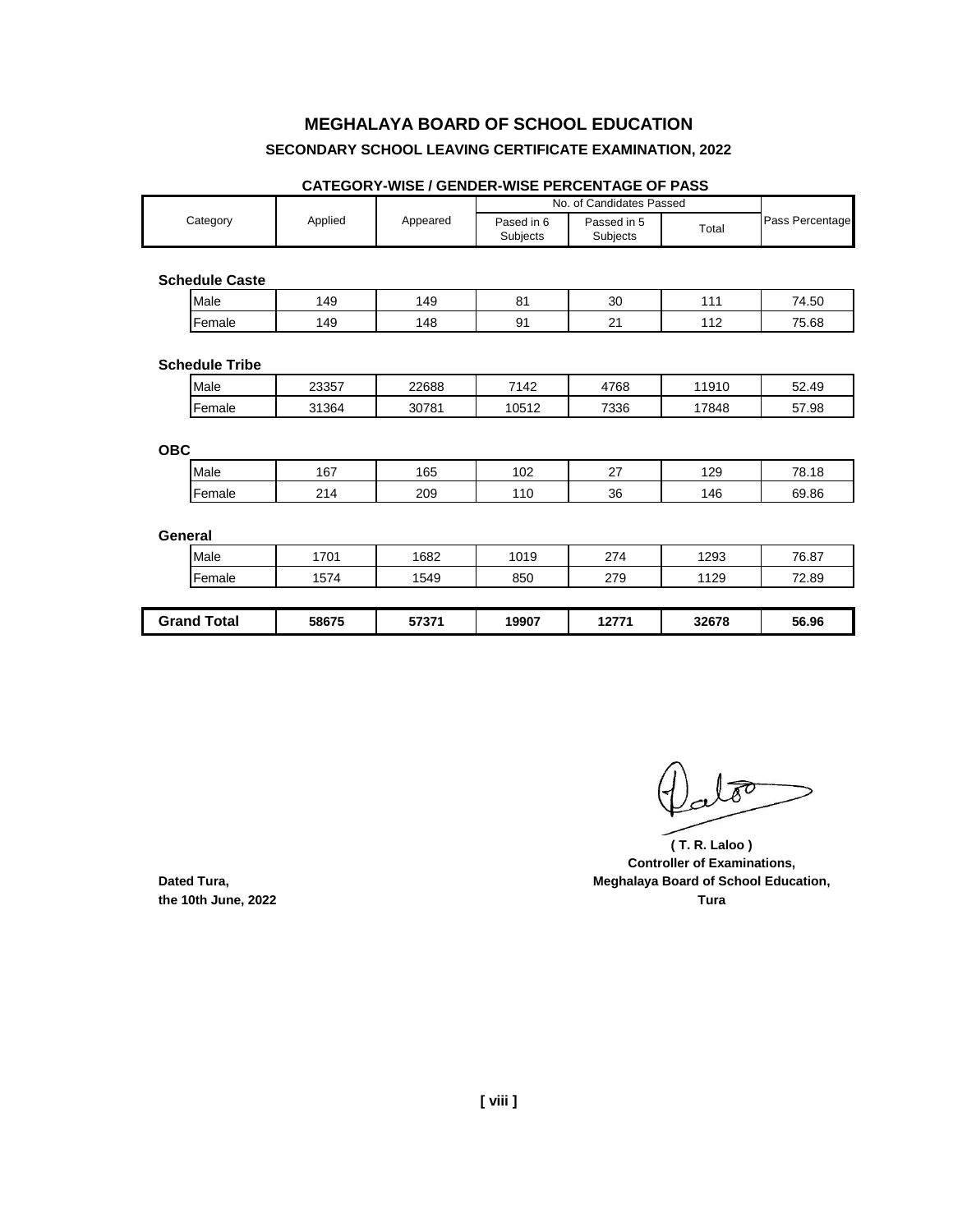# MEGHALAYA BOARD OF SCHOOL EDUCATION

## SECONDARY SCHOOL LEAVING CERTIFICATE EXAMINATION, 2022

### CATEGORY-WISE / GENDER-WISE PERCENTAGE OF PASS

| Category | Applied | Appeared | No. of Candidates Passed | | | Pass Percentage |
|---|---|---|---|---|---|---|
| | | | Pased in 6 Subjects | Passed in 5 Subjects | Total | |
| **Schedule Caste** | | | | | | |
| Male | 149 | 149 | 81 | 30 | 111 | 74.50 |
| Female | 149 | 148 | 91 | 21 | 112 | 75.68 |
| **Schedule Tribe** | | | | | | |
| Male | 23357 | 22688 | 7142 | 4768 | 11910 | 52.49 |
| Female | 31364 | 30781 | 10512 | 7336 | 17848 | 57.98 |
| **OBC** | | | | | | |
| Male | 167 | 165 | 102 | 27 | 129 | 78.18 |
| Female | 214 | 209 | 110 | 36 | 146 | 69.86 |
| **General** | | | | | | |
| Male | 1701 | 1682 | 1019 | 274 | 1293 | 76.87 |
| Female | 1574 | 1549 | 850 | 279 | 1129 | 72.89 |
| **Grand Total** | **58675** | **57371** | **19907** | **12771** | **32678** | **56.96** |

**( T. R. Laloo )**
**Controller of Examinations,**
**Meghalaya Board of School Education,**
**Tura**

**Dated Tura,**
**the 10th June, 2022**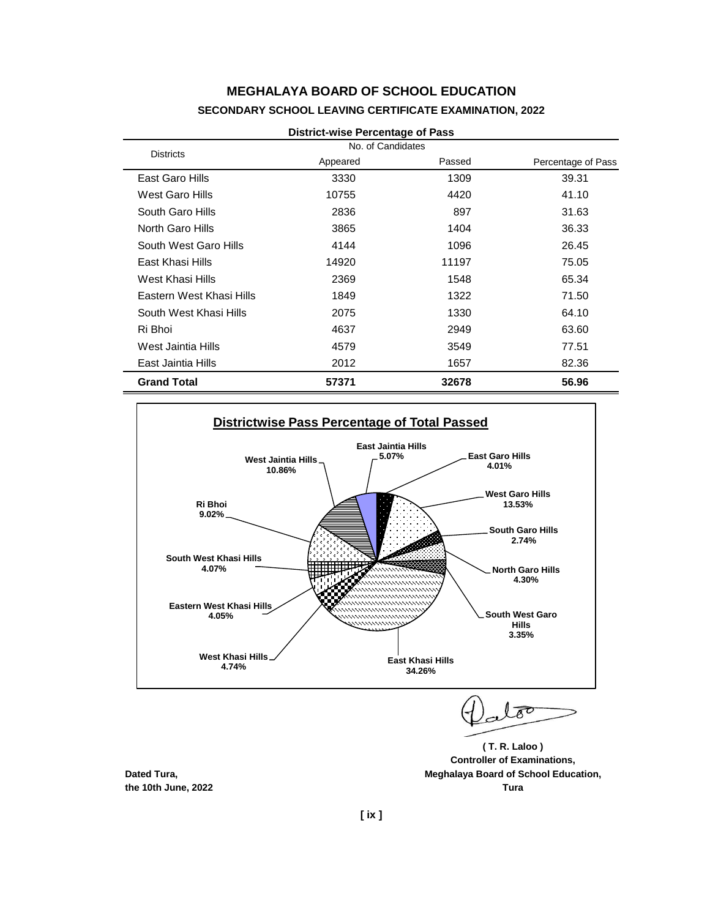# MEGHALAYA BOARD OF SCHOOL EDUCATION

## SECONDARY SCHOOL LEAVING CERTIFICATE EXAMINATION, 2022

**District-wise Percentage of Pass**

| Districts | No. of Candidates | | |
|---|---|---|---|
| | Appeared | Passed | Percentage of Pass |
| East Garo Hills | 3330 | 1309 | 39.31 |
| West Garo Hills | 10755 | 4420 | 41.10 |
| South Garo Hills | 2836 | 897 | 31.63 |
| North Garo Hills | 3865 | 1404 | 36.33 |
| South West Garo Hills | 4144 | 1096 | 26.45 |
| East Khasi Hills | 14920 | 11197 | 75.05 |
| West Khasi Hills | 2369 | 1548 | 65.34 |
| Eastern West Khasi Hills | 1849 | 1322 | 71.50 |
| South West Khasi Hills | 2075 | 1330 | 64.10 |
| Ri Bhoi | 4637 | 2949 | 63.60 |
| West Jaintia Hills | 4579 | 3549 | 77.51 |
| East Jaintia Hills | 2012 | 1657 | 82.36 |
| **Grand Total** | **57371** | **32678** | **56.96** |

**Districtwise Pass Percentage of Total Passed**

| District | Percentage |
|---|---|
| East Garo Hills | 4.01% |
| West Garo Hills | 13.53% |
| South Garo Hills | 2.74% |
| North Garo Hills | 4.30% |
| South West Garo Hills | 3.35% |
| East Khasi Hills | 34.26% |
| West Khasi Hills | 4.74% |
| Eastern West Khasi Hills | 4.05% |
| South West Khasi Hills | 4.07% |
| Ri Bhoi | 9.02% |
| West Jaintia Hills | 10.86% |
| East Jaintia Hills | 5.07% |

**( T. R. Laloo )**
**Controller of Examinations,**
**Meghalaya Board of School Education,**
**Tura**

**Dated Tura,**
**the 10th June, 2022**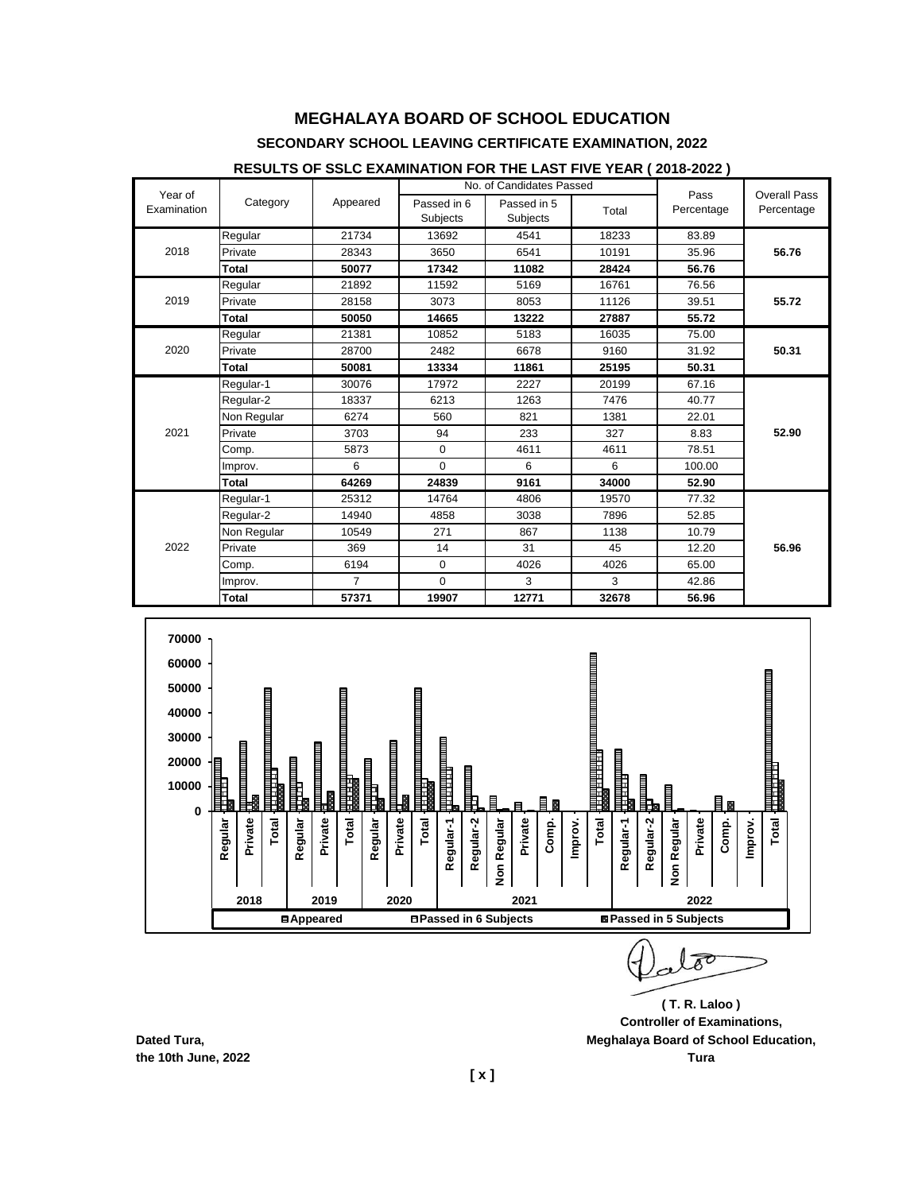# MEGHALAYA BOARD OF SCHOOL EDUCATION

## SECONDARY SCHOOL LEAVING CERTIFICATE EXAMINATION, 2022

### RESULTS OF SSLC EXAMINATION FOR THE LAST FIVE YEAR ( 2018-2022 )

| Year of Examination | Category | Appeared | No. of Candidates Passed | | | Pass Percentage | Overall Pass Percentage |
|---|---|---|---|---|---|---|---|
| | | | Passed in 6 Subjects | Passed in 5 Subjects | Total | | |
| 2018 | Regular | 21734 | 13692 | 4541 | 18233 | 83.89 | **56.76** |
| | Private | 28343 | 3650 | 6541 | 10191 | 35.96 | |
| | **Total** | **50077** | **17342** | **11082** | **28424** | **56.76** | |
| 2019 | Regular | 21892 | 11592 | 5169 | 16761 | 76.56 | **55.72** |
| | Private | 28158 | 3073 | 8053 | 11126 | 39.51 | |
| | **Total** | **50050** | **14665** | **13222** | **27887** | **55.72** | |
| 2020 | Regular | 21381 | 10852 | 5183 | 16035 | 75.00 | **50.31** |
| | Private | 28700 | 2482 | 6678 | 9160 | 31.92 | |
| | **Total** | **50081** | **13334** | **11861** | **25195** | **50.31** | |
| 2021 | Regular-1 | 30076 | 17972 | 2227 | 20199 | 67.16 | **52.90** |
| | Regular-2 | 18337 | 6213 | 1263 | 7476 | 40.77 | |
| | Non Regular | 6274 | 560 | 821 | 1381 | 22.01 | |
| | Private | 3703 | 94 | 233 | 327 | 8.83 | |
| | Comp. | 5873 | 0 | 4611 | 4611 | 78.51 | |
| | Improv. | 6 | 0 | 6 | 6 | 100.00 | |
| | **Total** | **64269** | **24839** | **9161** | **34000** | **52.90** | |
| 2022 | Regular-1 | 25312 | 14764 | 4806 | 19570 | 77.32 | **56.96** |
| | Regular-2 | 14940 | 4858 | 3038 | 7896 | 52.85 | |
| | Non Regular | 10549 | 271 | 867 | 1138 | 10.79 | |
| | Private | 369 | 14 | 31 | 45 | 12.20 | |
| | Comp. | 6194 | 0 | 4026 | 4026 | 65.00 | |
| | Improv. | 7 | 0 | 3 | 3 | 42.86 | |
| | **Total** | **57371** | **19907** | **12771** | **32678** | **56.96** | |

70000
60000
50000
40000
30000
20000
10000
0

Regular Private Total Regular Private Total Regular Private Total Regular-1 Regular-2 Non Regular Private Comp. Improv. Total Regular-1 Regular-2 Non Regular Private Comp. Improv. Total

2018 2019 2020 2021 2022

Appeared | Passed in 6 Subjects | Passed in 5 Subjects

**( T. R. Laloo )**
**Controller of Examinations,**
**Meghalaya Board of School Education,**
**Tura**

**Dated Tura,**
**the 10th June, 2022**